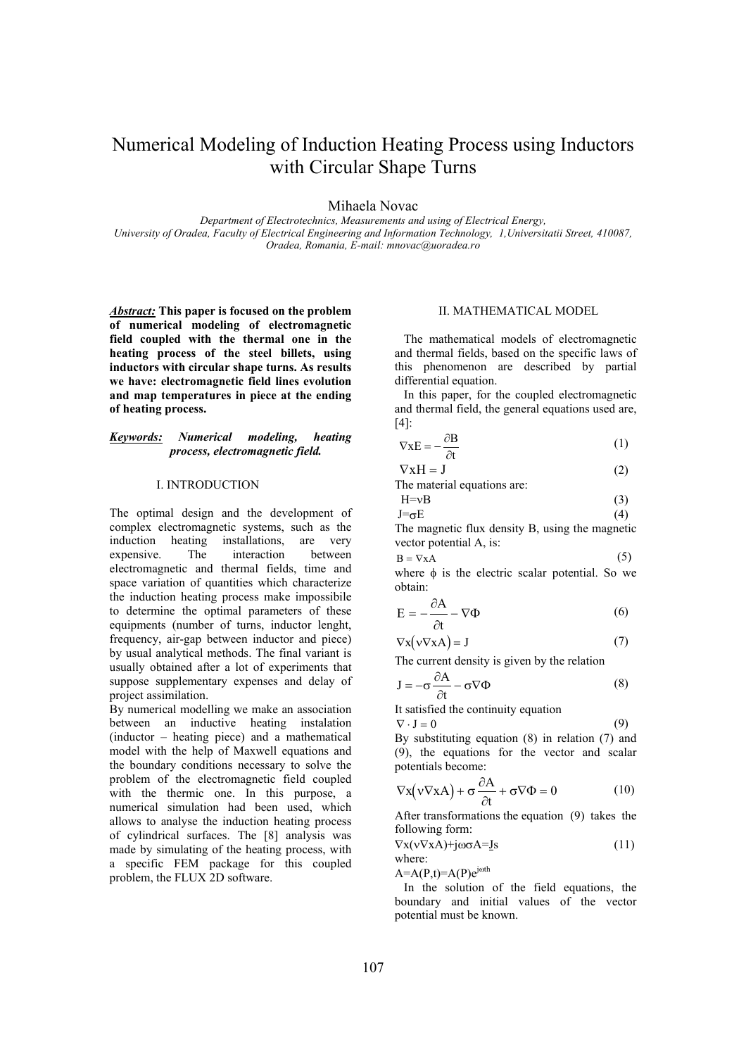# Numerical Modeling of Induction Heating Process using Inductors with Circular Shape Turns

Mihaela Novac

*Department of Electrotechnics, Measurements and using of Electrical Energy,*
*University of Oradea, Faculty of Electrical Engineering and Information Technology, 1,Universitatii Street, 410087, Oradea, Romania, E-mail: mnovac@uoradea.ro*

***Abstract:*** **This paper is focused on the problem of numerical modeling of electromagnetic field coupled with the thermal one in the heating process of the steel billets, using inductors with circular shape turns. As results we have: electromagnetic field lines evolution and map temperatures in piece at the ending of heating process.**

***Keywords:*** ***Numerical modeling, heating process, electromagnetic field.***

## I. INTRODUCTION

The optimal design and the development of complex electromagnetic systems, such as the induction heating installations, are very expensive. The interaction between electromagnetic and thermal fields, time and space variation of quantities which characterize the induction heating process make impossibile to determine the optimal parameters of these equipments (number of turns, inductor lenght, frequency, air-gap between inductor and piece) by usual analytical methods. The final variant is usually obtained after a lot of experiments that suppose supplementary expenses and delay of project assimilation.

By numerical modelling we make an association between an inductive heating instalation (inductor – heating piece) and a mathematical model with the help of Maxwell equations and the boundary conditions necessary to solve the problem of the electromagnetic field coupled with the thermic one. In this purpose, a numerical simulation had been used, which allows to analyse the induction heating process of cylindrical surfaces. The [8] analysis was made by simulating of the heating process, with a specific FEM package for this coupled problem, the FLUX 2D software.

## II. MATHEMATICAL MODEL

The mathematical models of electromagnetic and thermal fields, based on the specific laws of this phenomenon are described by partial differential equation.

In this paper, for the coupled electromagnetic and thermal field, the general equations used are, [4]:

$$\nabla x E = -\frac{\partial B}{\partial t} \tag{1}$$

$$\nabla x H = J \tag{2}$$

The material equations are:

$$H = \nu B \tag{3}$$

$$J = \sigma E \tag{4}$$

The magnetic flux density B, using the magnetic vector potential A, is:

$$B = \nabla x A \tag{5}$$

where $\phi$ is the electric scalar potential. So we obtain:

$$E = -\frac{\partial A}{\partial t} - \nabla\Phi \tag{6}$$

$$\nabla x\left(\nu \nabla x A\right) = J \tag{7}$$

The current density is given by the relation

$$J = -\sigma\frac{\partial A}{\partial t} - \sigma\nabla\Phi \tag{8}$$

It satisfied the continuity equation

$$\nabla \cdot J = 0 \tag{9}$$

By substituting equation (8) in relation (7) and (9), the equations for the vector and scalar potentials become:

$$\nabla x\left(\nu \nabla x A\right) + \sigma\frac{\partial A}{\partial t} + \sigma\nabla\Phi = 0 \tag{10}$$

After transformations the equation (9) takes the following form:

$$\nabla x(\nu \nabla x A) + j\omega\sigma \underline{A} = \underline{J}s \tag{11}$$

where:

$A=A(P,t)=A(P)e^{j\omega t h}$

In the solution of the field equations, the boundary and initial values of the vector potential must be known.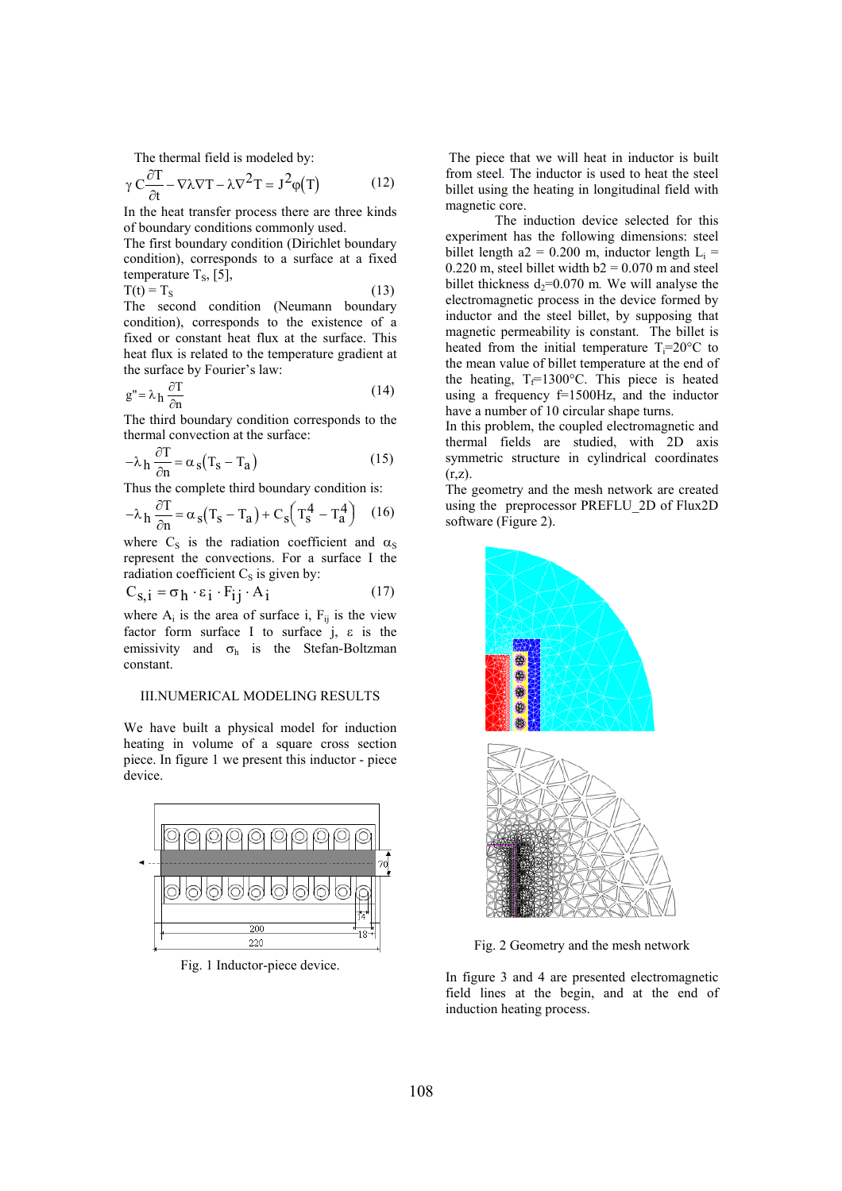The thermal field is modeled by:

$$\gamma C \frac{\partial T}{\partial t} - \nabla\lambda\nabla T - \lambda\nabla^2 T = J^2\varphi(T) \tag{12}$$

In the heat transfer process there are three kinds of boundary conditions commonly used.

The first boundary condition (Dirichlet boundary condition), corresponds to a surface at a fixed temperature $T_S$, [5],

$$T(t) = T_S \tag{13}$$

The second condition (Neumann boundary condition), corresponds to the existence of a fixed or constant heat flux at the surface. This heat flux is related to the temperature gradient at the surface by Fourier's law:

$$g'' = \lambda_h \frac{\partial T}{\partial n} \tag{14}$$

The third boundary condition corresponds to the thermal convection at the surface:

$$-\lambda_h \frac{\partial T}{\partial n} = \alpha_s(T_s - T_a) \tag{15}$$

Thus the complete third boundary condition is:

$$-\lambda_h \frac{\partial T}{\partial n} = \alpha_s(T_s - T_a) + C_s\left(T_s^4 - T_a^4\right) \tag{16}$$

where $C_S$ is the radiation coefficient and $\alpha_S$ represent the convections. For a surface I the radiation coefficient $C_S$ is given by:

$$C_{s,i} = \sigma_h \cdot \varepsilon_i \cdot F_{ij} \cdot A_i \tag{17}$$

where $A_i$ is the area of surface i, $F_{ij}$ is the view factor form surface I to surface j, $\varepsilon$ is the emissivity and $\sigma_h$ is the Stefan-Boltzman constant.

## III. NUMERICAL MODELING RESULTS

We have built a physical model for induction heating in volume of a square cross section piece. In figure 1 we present this inductor - piece device.

Fig. 1 Inductor-piece device.

The piece that we will heat in inductor is built from steel. The inductor is used to heat the steel billet using the heating in longitudinal field with magnetic core.

The induction device selected for this experiment has the following dimensions: steel billet length a2 = 0.200 m, inductor length $L_i$ = 0.220 m, steel billet width b2 = 0.070 m and steel billet thickness $d_2$=0.070 m. We will analyse the electromagnetic process in the device formed by inductor and the steel billet, by supposing that magnetic permeability is constant. The billet is heated from the initial temperature $T_i$=20°C to the mean value of billet temperature at the end of the heating, $T_f$=1300°C. This piece is heated using a frequency f=1500Hz, and the inductor have a number of 10 circular shape turns.

In this problem, the coupled electromagnetic and thermal fields are studied, with 2D axis symmetric structure in cylindrical coordinates (r,z).

The geometry and the mesh network are created using the preprocessor PREFLU_2D of Flux2D software (Figure 2).

Fig. 2 Geometry and the mesh network

In figure 3 and 4 are presented electromagnetic field lines at the begin, and at the end of induction heating process.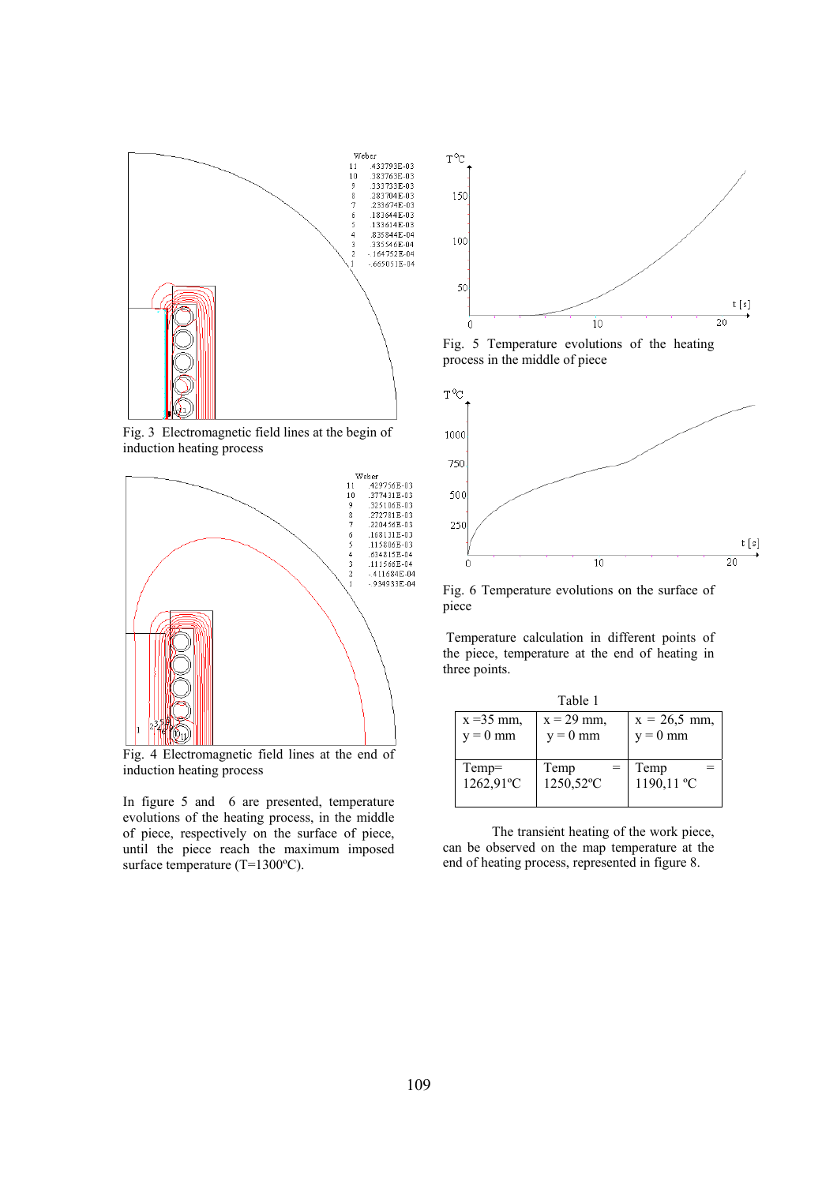Fig. 3 Electromagnetic field lines at the begin of induction heating process

Fig. 4 Electromagnetic field lines at the end of induction heating process

In figure 5 and 6 are presented, temperature evolutions of the heating process, in the middle of piece, respectively on the surface of piece, until the piece reach the maximum imposed surface temperature (T=1300ºC).

Fig. 5 Temperature evolutions of the heating process in the middle of piece

Fig. 6 Temperature evolutions on the surface of piece

Temperature calculation in different points of the piece, temperature at the end of heating in three points.

Table 1

| x =35 mm, y = 0 mm | x = 29 mm, y = 0 mm | x = 26,5 mm, y = 0 mm |
|---|---|---|
| Temp= 1262,91ºC | Temp = 1250,52ºC | Temp = 1190,11 ºC |

The transient heating of the work piece, can be observed on the map temperature at the end of heating process, represented in figure 8.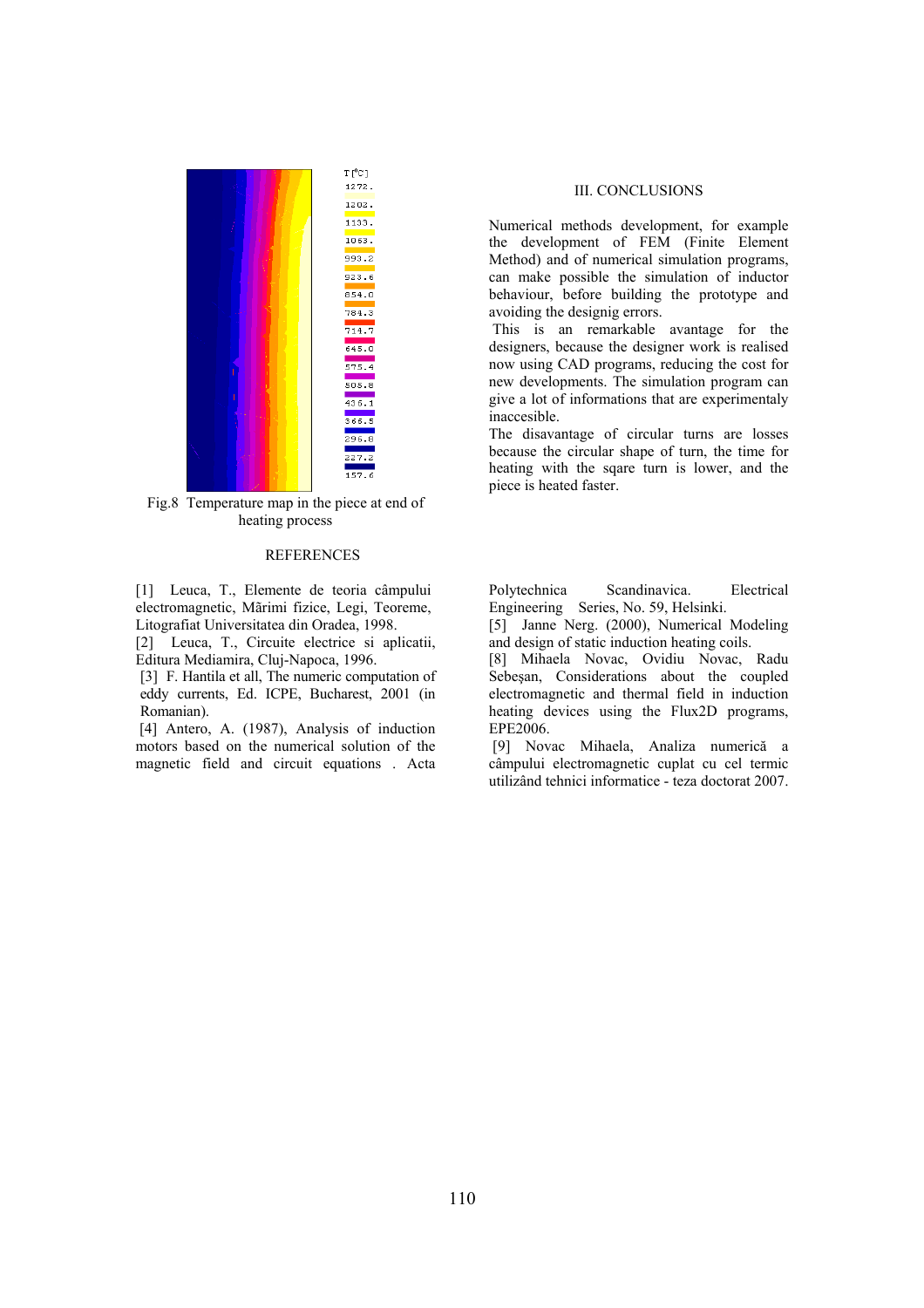T[°C]
1272.
1202.
1133.
1063.
993.2
923.6
854.0
784.3
714.7
645.0
575.4
505.8
436.1
366.5
296.8
227.2
157.6

Fig.8 Temperature map in the piece at end of heating process

## REFERENCES

[1] Leuca, T., Elemente de teoria câmpului electromagnetic, Mãrimi fizice, Legi, Teoreme, Litografiat Universitatea din Oradea, 1998.

[2] Leuca, T., Circuite electrice si aplicatii, Editura Mediamira, Cluj-Napoca, 1996.

[3] F. Hantila et all, The numeric computation of eddy currents, Ed. ICPE, Bucharest, 2001 (in Romanian).

[4] Antero, A. (1987), Analysis of induction motors based on the numerical solution of the magnetic field and circuit equations . Acta Polytechnica Scandinavica. Electrical Engineering Series, No. 59, Helsinki.

[5] Janne Nerg. (2000), Numerical Modeling and design of static induction heating coils.

[8] Mihaela Novac, Ovidiu Novac, Radu Sebeşan, Considerations about the coupled electromagnetic and thermal field in induction heating devices using the Flux2D programs, EPE2006.

[9] Novac Mihaela, Analiza numerică a câmpului electromagnetic cuplat cu cel termic utilizând tehnici informatice - teza doctorat 2007.

## III. CONCLUSIONS

Numerical methods development, for example the development of FEM (Finite Element Method) and of numerical simulation programs, can make possible the simulation of inductor behaviour, before building the prototype and avoiding the designig errors.

This is an remarkable avantage for the designers, because the designer work is realised now using CAD programs, reducing the cost for new developments. The simulation program can give a lot of informations that are experimentaly inaccesible.

The disavantage of circular turns are losses because the circular shape of turn, the time for heating with the sqare turn is lower, and the piece is heated faster.